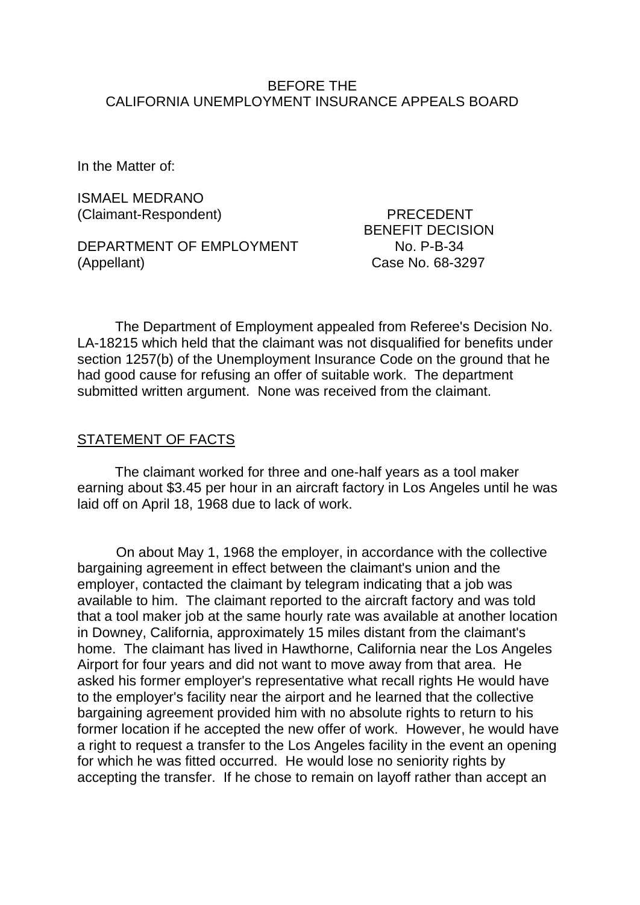BEFORE THE
CALIFORNIA UNEMPLOYMENT INSURANCE APPEALS BOARD

In the Matter of:

ISMAEL MEDRANO
(Claimant-Respondent)

DEPARTMENT OF EMPLOYMENT
(Appellant)

PRECEDENT
BENEFIT DECISION
No. P-B-34
Case No. 68-3297

The Department of Employment appealed from Referee's Decision No. LA-18215 which held that the claimant was not disqualified for benefits under section 1257(b) of the Unemployment Insurance Code on the ground that he had good cause for refusing an offer of suitable work. The department submitted written argument. None was received from the claimant.

STATEMENT OF FACTS

The claimant worked for three and one-half years as a tool maker earning about $3.45 per hour in an aircraft factory in Los Angeles until he was laid off on April 18, 1968 due to lack of work.

On about May 1, 1968 the employer, in accordance with the collective bargaining agreement in effect between the claimant's union and the employer, contacted the claimant by telegram indicating that a job was available to him. The claimant reported to the aircraft factory and was told that a tool maker job at the same hourly rate was available at another location in Downey, California, approximately 15 miles distant from the claimant's home. The claimant has lived in Hawthorne, California near the Los Angeles Airport for four years and did not want to move away from that area. He asked his former employer's representative what recall rights He would have to the employer's facility near the airport and he learned that the collective bargaining agreement provided him with no absolute rights to return to his former location if he accepted the new offer of work. However, he would have a right to request a transfer to the Los Angeles facility in the event an opening for which he was fitted occurred. He would lose no seniority rights by accepting the transfer. If he chose to remain on layoff rather than accept an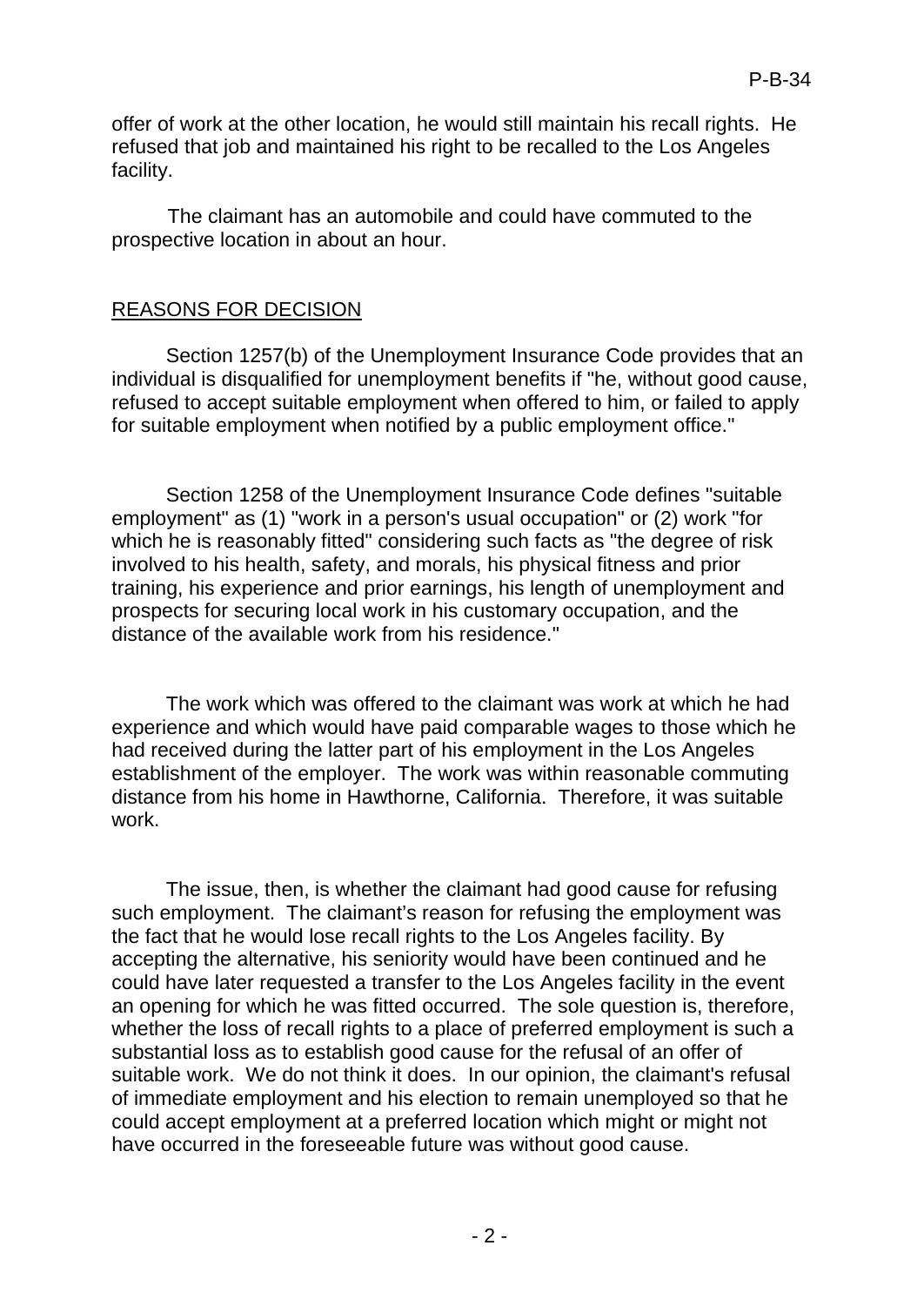offer of work at the other location, he would still maintain his recall rights. He refused that job and maintained his right to be recalled to the Los Angeles facility.

The claimant has an automobile and could have commuted to the prospective location in about an hour.

## REASONS FOR DECISION

Section 1257(b) of the Unemployment Insurance Code provides that an individual is disqualified for unemployment benefits if "he, without good cause, refused to accept suitable employment when offered to him, or failed to apply for suitable employment when notified by a public employment office."

Section 1258 of the Unemployment Insurance Code defines "suitable employment" as (1) "work in a person's usual occupation" or (2) work "for which he is reasonably fitted" considering such facts as "the degree of risk involved to his health, safety, and morals, his physical fitness and prior training, his experience and prior earnings, his length of unemployment and prospects for securing local work in his customary occupation, and the distance of the available work from his residence."

The work which was offered to the claimant was work at which he had experience and which would have paid comparable wages to those which he had received during the latter part of his employment in the Los Angeles establishment of the employer. The work was within reasonable commuting distance from his home in Hawthorne, California. Therefore, it was suitable work.

The issue, then, is whether the claimant had good cause for refusing such employment. The claimant's reason for refusing the employment was the fact that he would lose recall rights to the Los Angeles facility. By accepting the alternative, his seniority would have been continued and he could have later requested a transfer to the Los Angeles facility in the event an opening for which he was fitted occurred. The sole question is, therefore, whether the loss of recall rights to a place of preferred employment is such a substantial loss as to establish good cause for the refusal of an offer of suitable work. We do not think it does. In our opinion, the claimant's refusal of immediate employment and his election to remain unemployed so that he could accept employment at a preferred location which might or might not have occurred in the foreseeable future was without good cause.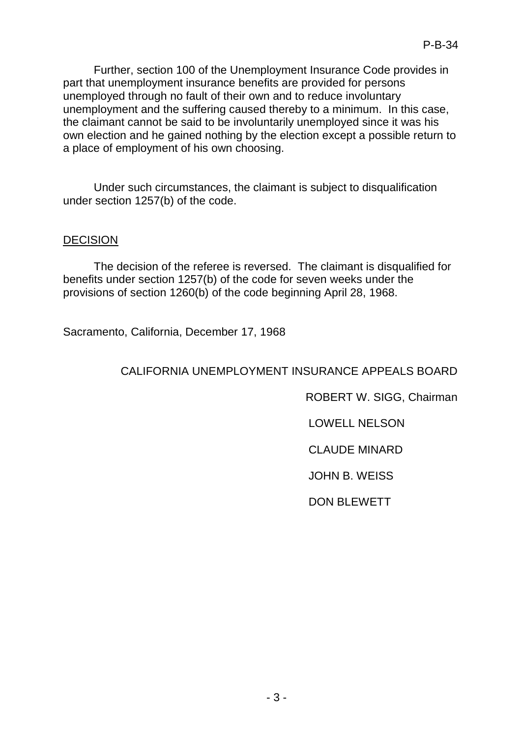Further, section 100 of the Unemployment Insurance Code provides in part that unemployment insurance benefits are provided for persons unemployed through no fault of their own and to reduce involuntary unemployment and the suffering caused thereby to a minimum. In this case, the claimant cannot be said to be involuntarily unemployed since it was his own election and he gained nothing by the election except a possible return to a place of employment of his own choosing.

Under such circumstances, the claimant is subject to disqualification under section 1257(b) of the code.

## DECISION

The decision of the referee is reversed. The claimant is disqualified for benefits under section 1257(b) of the code for seven weeks under the provisions of section 1260(b) of the code beginning April 28, 1968.

Sacramento, California, December 17, 1968

CALIFORNIA UNEMPLOYMENT INSURANCE APPEALS BOARD

ROBERT W. SIGG, Chairman

LOWELL NELSON

CLAUDE MINARD

JOHN B. WEISS

DON BLEWETT